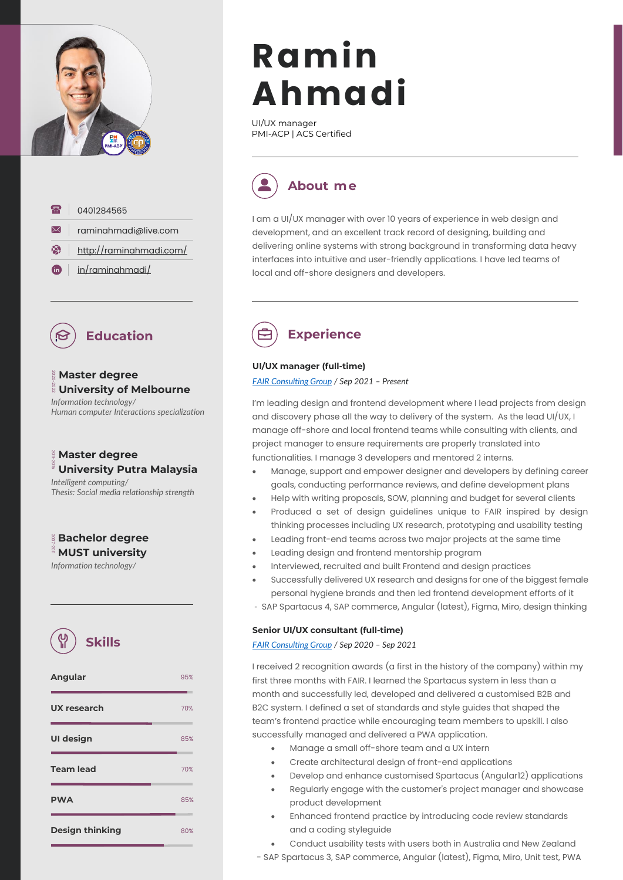# Ramin Ahmadi

UI/UX manager
PMI-ACP | ACS Certified

0401284565
raminahmadi@live.com
http://raminahmadi.com/
in/raminahmadi/

## Education

2020-2022
**Master degree**
**University of Melbourne**
*Information technology/*
*Human computer Interactions specialization*

2011-2015
**Master degree**
**University Putra Malaysia**
*Intelligent computing/*
*Thesis: Social media relationship strength*

2007-2011
**Bachelor degree**
**MUST university**
*Information technology/*

## Skills

**Angular** 95%

**UX research** 70%

**UI design** 85%

**Team lead** 70%

**PWA** 85%

**Design thinking** 80%

## About me

I am a UI/UX manager with over 10 years of experience in web design and development, and an excellent track record of designing, building and delivering online systems with strong background in transforming data heavy interfaces into intuitive and user-friendly applications. I have led teams of local and off-shore designers and developers.

## Experience

**UI/UX manager (full-time)**
*FAIR Consulting Group / Sep 2021 – Present*

I'm leading design and frontend development where I lead projects from design and discovery phase all the way to delivery of the system. As the lead UI/UX, I manage off-shore and local frontend teams while consulting with clients, and project manager to ensure requirements are properly translated into functionalities. I manage 3 developers and mentored 2 interns.

- Manage, support and empower designer and developers by defining career goals, conducting performance reviews, and define development plans
- Help with writing proposals, SOW, planning and budget for several clients
- Produced a set of design guidelines unique to FAIR inspired by design thinking processes including UX research, prototyping and usability testing
- Leading front-end teams across two major projects at the same time
- Leading design and frontend mentorship program
- Interviewed, recruited and built Frontend and design practices
- Successfully delivered UX research and designs for one of the biggest female personal hygiene brands and then led frontend development efforts of it

- SAP Spartacus 4, SAP commerce, Angular (latest), Figma, Miro, design thinking

**Senior UI/UX consultant (full-time)**
*FAIR Consulting Group / Sep 2020 – Sep 2021*

I received 2 recognition awards (a first in the history of the company) within my first three months with FAIR. I learned the Spartacus system in less than a month and successfully led, developed and delivered a customised B2B and B2C system. I defined a set of standards and style guides that shaped the team's frontend practice while encouraging team members to upskill. I also successfully managed and delivered a PWA application.

- Manage a small off-shore team and a UX intern
- Create architectural design of front-end applications
- Develop and enhance customised Spartacus (Angular12) applications
- Regularly engage with the customer's project manager and showcase product development
- Enhanced frontend practice by introducing code review standards and a coding styleguide
- Conduct usability tests with users both in Australia and New Zealand

- SAP Spartacus 3, SAP commerce, Angular (latest), Figma, Miro, Unit test, PWA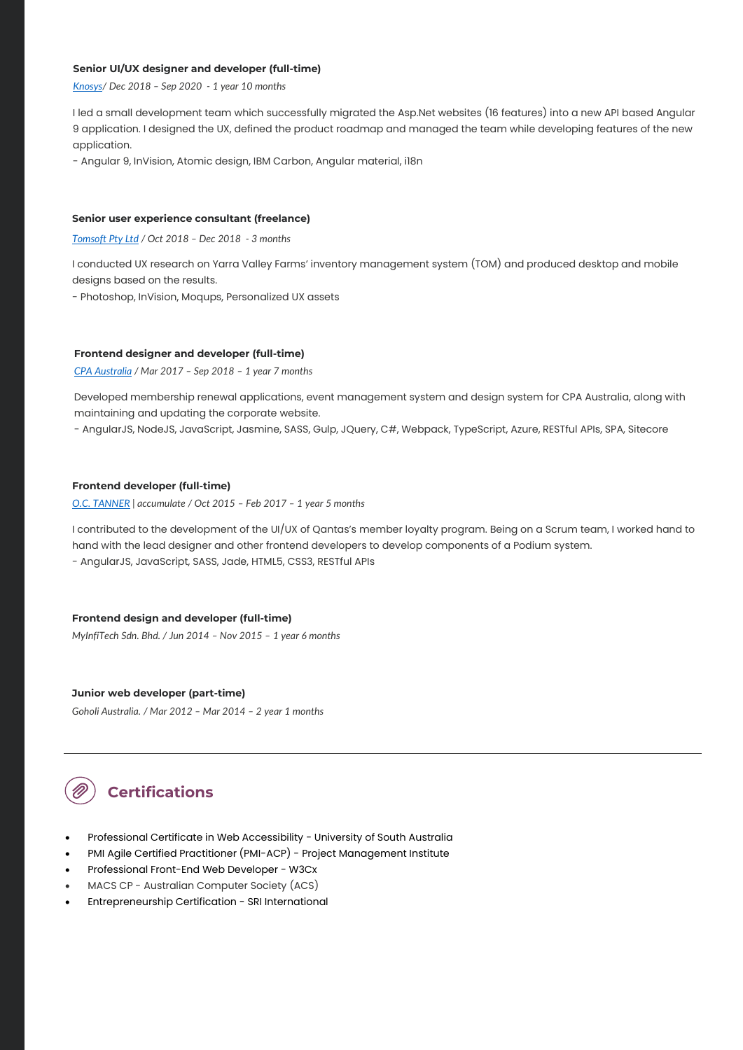### Senior UI/UX designer and developer (full-time)

*Knosys/ Dec 2018 – Sep 2020 - 1 year 10 months*

I led a small development team which successfully migrated the Asp.Net websites (16 features) into a new API based Angular 9 application. I designed the UX, defined the product roadmap and managed the team while developing features of the new application.

- Angular 9, InVision, Atomic design, IBM Carbon, Angular material, i18n

### Senior user experience consultant (freelance)

*Tomsoft Pty Ltd / Oct 2018 – Dec 2018 - 3 months*

I conducted UX research on Yarra Valley Farms' inventory management system (TOM) and produced desktop and mobile designs based on the results.

- Photoshop, InVision, Moqups, Personalized UX assets

### Frontend designer and developer (full-time)

*CPA Australia / Mar 2017 – Sep 2018 – 1 year 7 months*

Developed membership renewal applications, event management system and design system for CPA Australia, along with maintaining and updating the corporate website.

- AngularJS, NodeJS, JavaScript, Jasmine, SASS, Gulp, JQuery, C#, Webpack, TypeScript, Azure, RESTful APIs, SPA, Sitecore

### Frontend developer (full-time)

*O.C. TANNER | accumulate / Oct 2015 – Feb 2017 – 1 year 5 months*

I contributed to the development of the UI/UX of Qantas's member loyalty program. Being on a Scrum team, I worked hand to hand with the lead designer and other frontend developers to develop components of a Podium system.

- AngularJS, JavaScript, SASS, Jade, HTML5, CSS3, RESTful APIs

### Frontend design and developer (full-time)

*MyInfiTech Sdn. Bhd. / Jun 2014 – Nov 2015 – 1 year 6 months*

### Junior web developer (part-time)

*Goholi Australia. / Mar 2012 – Mar 2014 – 2 year 1 months*

---

## Certifications

- Professional Certificate in Web Accessibility - University of South Australia
- PMI Agile Certified Practitioner (PMI-ACP) - Project Management Institute
- Professional Front-End Web Developer - W3Cx
- MACS CP - Australian Computer Society (ACS)
- Entrepreneurship Certification - SRI International